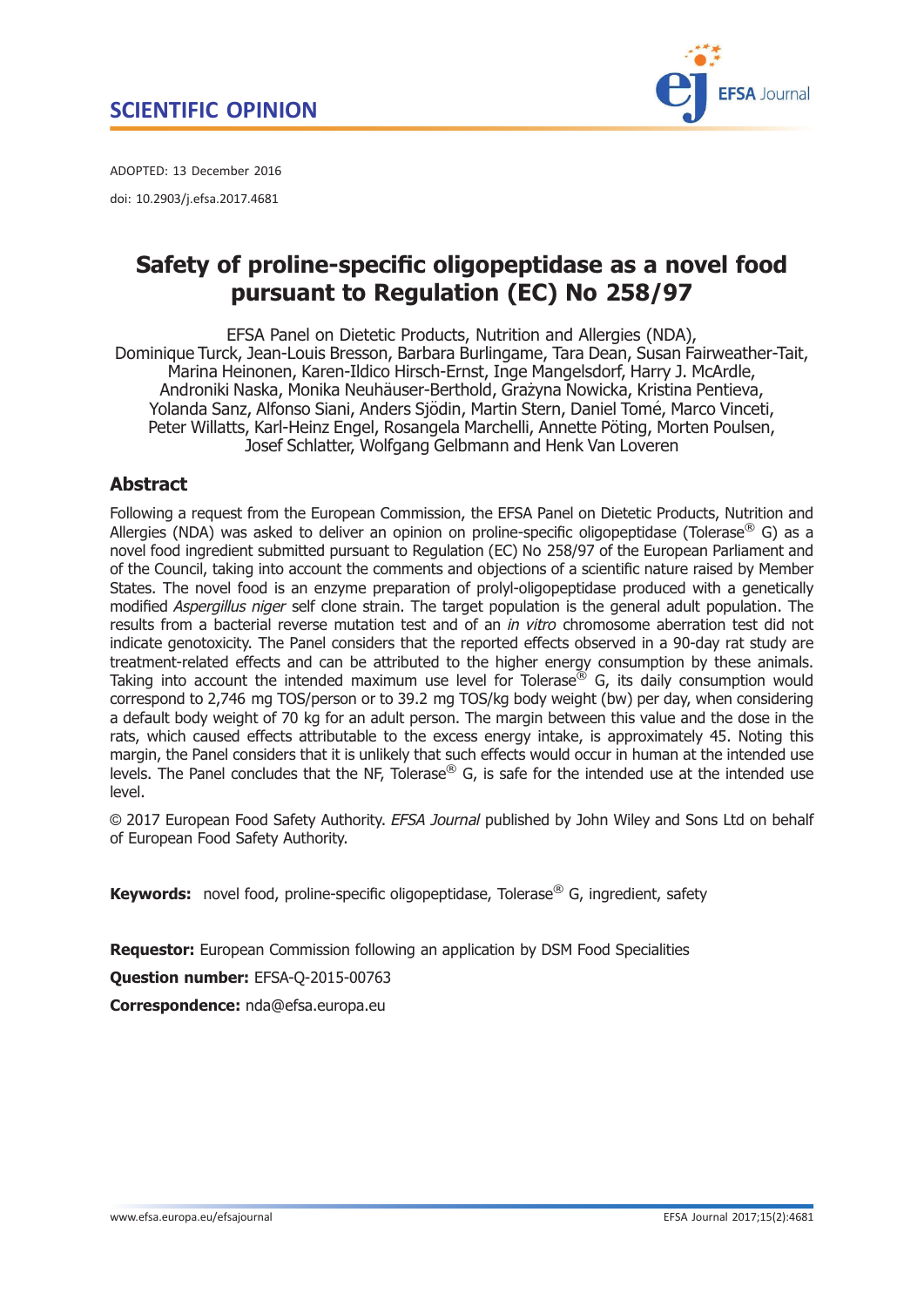SCIENTIFIC OPINION

ADOPTED: 13 December 2016

doi: 10.2903/j.efsa.2017.4681

# Safety of proline-specific oligopeptidase as a novel food pursuant to Regulation (EC) No 258/97

EFSA Panel on Dietetic Products, Nutrition and Allergies (NDA), Dominique Turck, Jean-Louis Bresson, Barbara Burlingame, Tara Dean, Susan Fairweather-Tait, Marina Heinonen, Karen-Ildico Hirsch-Ernst, Inge Mangelsdorf, Harry J. McArdle, Androniki Naska, Monika Neuhäuser-Berthold, Grażyna Nowicka, Kristina Pentieva, Yolanda Sanz, Alfonso Siani, Anders Sjödin, Martin Stern, Daniel Tomé, Marco Vinceti, Peter Willatts, Karl-Heinz Engel, Rosangela Marchelli, Annette Pöting, Morten Poulsen, Josef Schlatter, Wolfgang Gelbmann and Henk Van Loveren

## Abstract

Following a request from the European Commission, the EFSA Panel on Dietetic Products, Nutrition and Allergies (NDA) was asked to deliver an opinion on proline-specific oligopeptidase (Tolerase® G) as a novel food ingredient submitted pursuant to Regulation (EC) No 258/97 of the European Parliament and of the Council, taking into account the comments and objections of a scientific nature raised by Member States. The novel food is an enzyme preparation of prolyl-oligopeptidase produced with a genetically modified *Aspergillus niger* self clone strain. The target population is the general adult population. The results from a bacterial reverse mutation test and of an *in vitro* chromosome aberration test did not indicate genotoxicity. The Panel considers that the reported effects observed in a 90-day rat study are treatment-related effects and can be attributed to the higher energy consumption by these animals. Taking into account the intended maximum use level for Tolerase® G, its daily consumption would correspond to 2,746 mg TOS/person or to 39.2 mg TOS/kg body weight (bw) per day, when considering a default body weight of 70 kg for an adult person. The margin between this value and the dose in the rats, which caused effects attributable to the excess energy intake, is approximately 45. Noting this margin, the Panel considers that it is unlikely that such effects would occur in human at the intended use levels. The Panel concludes that the NF, Tolerase® G, is safe for the intended use at the intended use level.

© 2017 European Food Safety Authority. *EFSA Journal* published by John Wiley and Sons Ltd on behalf of European Food Safety Authority.

**Keywords:** novel food, proline-specific oligopeptidase, Tolerase® G, ingredient, safety

**Requestor:** European Commission following an application by DSM Food Specialities

**Question number:** EFSA-Q-2015-00763

**Correspondence:** nda@efsa.europa.eu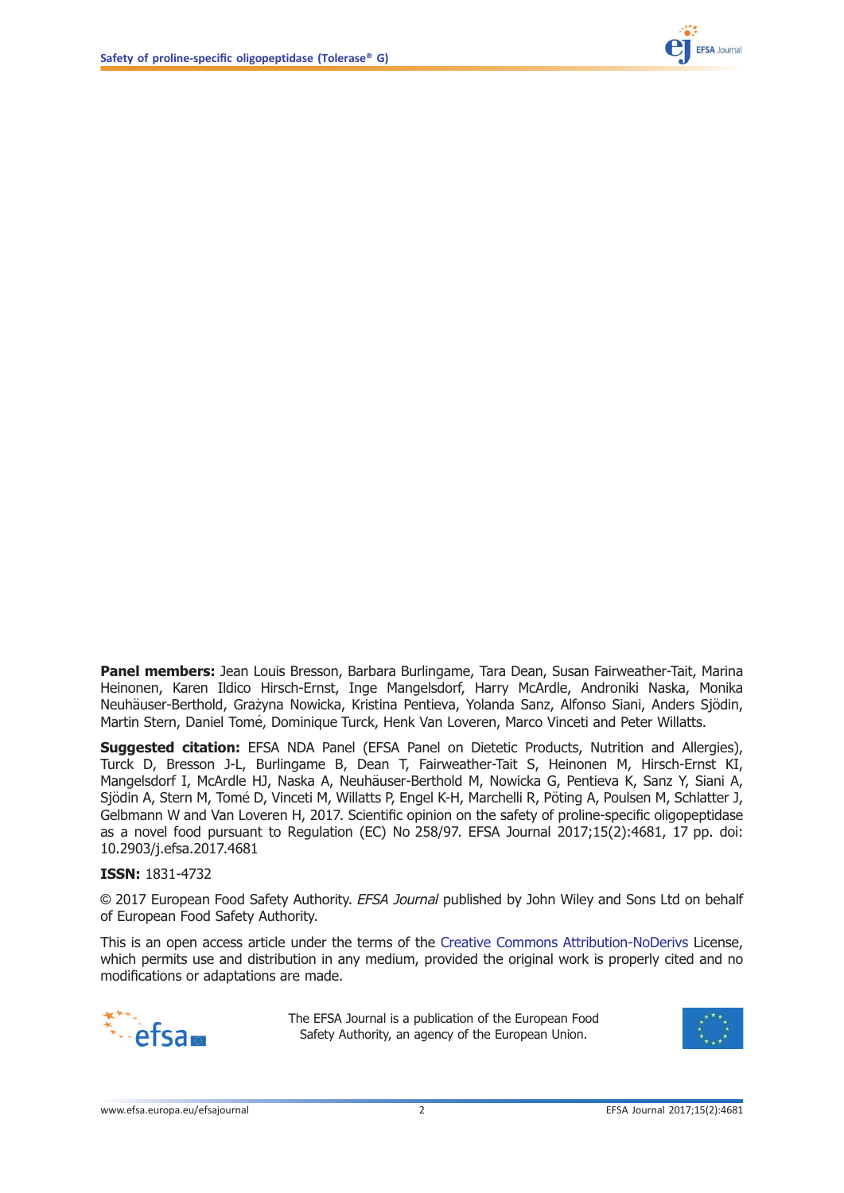**Panel members:** Jean Louis Bresson, Barbara Burlingame, Tara Dean, Susan Fairweather-Tait, Marina Heinonen, Karen Ildico Hirsch-Ernst, Inge Mangelsdorf, Harry McArdle, Androniki Naska, Monika Neuhäuser-Berthold, Grażyna Nowicka, Kristina Pentieva, Yolanda Sanz, Alfonso Siani, Anders Sjödin, Martin Stern, Daniel Tomé, Dominique Turck, Henk Van Loveren, Marco Vinceti and Peter Willatts.

**Suggested citation:** EFSA NDA Panel (EFSA Panel on Dietetic Products, Nutrition and Allergies), Turck D, Bresson J-L, Burlingame B, Dean T, Fairweather-Tait S, Heinonen M, Hirsch-Ernst KI, Mangelsdorf I, McArdle HJ, Naska A, Neuhäuser-Berthold M, Nowicka G, Pentieva K, Sanz Y, Siani A, Sjödin A, Stern M, Tomé D, Vinceti M, Willatts P, Engel K-H, Marchelli R, Pöting A, Poulsen M, Schlatter J, Gelbmann W and Van Loveren H, 2017. Scientific opinion on the safety of proline-specific oligopeptidase as a novel food pursuant to Regulation (EC) No 258/97. EFSA Journal 2017;15(2):4681, 17 pp. doi: 10.2903/j.efsa.2017.4681

**ISSN:** 1831-4732

© 2017 European Food Safety Authority. *EFSA Journal* published by John Wiley and Sons Ltd on behalf of European Food Safety Authority.

This is an open access article under the terms of the Creative Commons Attribution-NoDerivs License, which permits use and distribution in any medium, provided the original work is properly cited and no modifications or adaptations are made.

The EFSA Journal is a publication of the European Food Safety Authority, an agency of the European Union.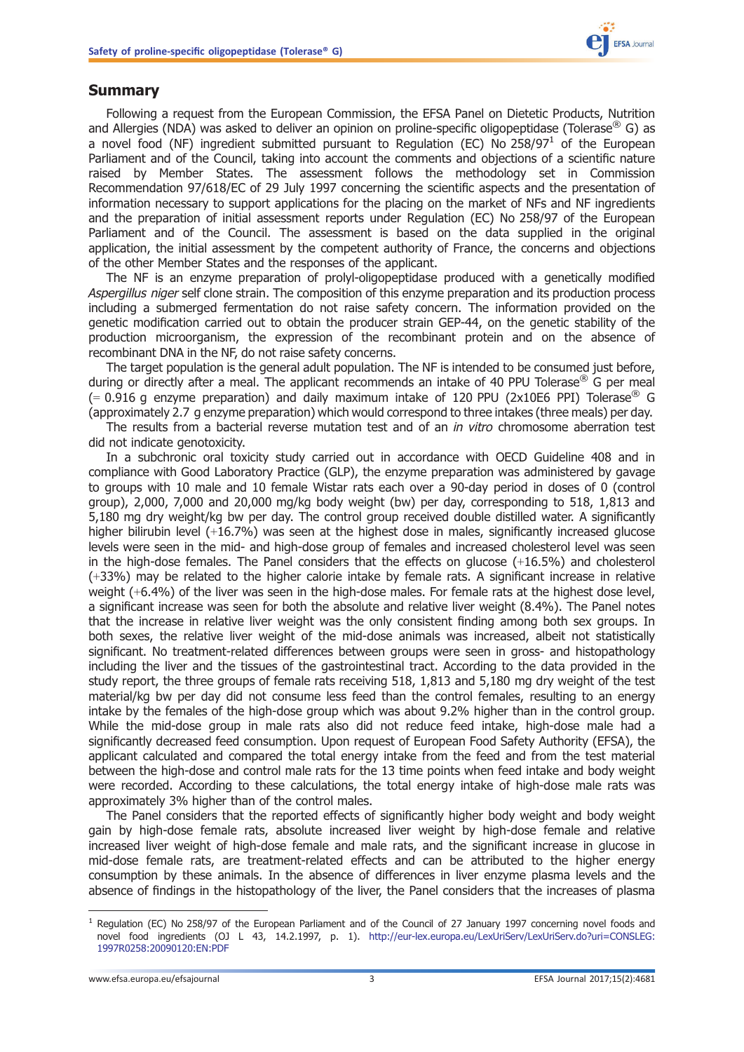## Summary

Following a request from the European Commission, the EFSA Panel on Dietetic Products, Nutrition and Allergies (NDA) was asked to deliver an opinion on proline-specific oligopeptidase (Tolerase® G) as a novel food (NF) ingredient submitted pursuant to Regulation (EC) No 258/97[1] of the European Parliament and of the Council, taking into account the comments and objections of a scientific nature raised by Member States. The assessment follows the methodology set in Commission Recommendation 97/618/EC of 29 July 1997 concerning the scientific aspects and the presentation of information necessary to support applications for the placing on the market of NFs and NF ingredients and the preparation of initial assessment reports under Regulation (EC) No 258/97 of the European Parliament and of the Council. The assessment is based on the data supplied in the original application, the initial assessment by the competent authority of France, the concerns and objections of the other Member States and the responses of the applicant.

The NF is an enzyme preparation of prolyl-oligopeptidase produced with a genetically modified *Aspergillus niger* self clone strain. The composition of this enzyme preparation and its production process including a submerged fermentation do not raise safety concern. The information provided on the genetic modification carried out to obtain the producer strain GEP-44, on the genetic stability of the production microorganism, the expression of the recombinant protein and on the absence of recombinant DNA in the NF, do not raise safety concerns.

The target population is the general adult population. The NF is intended to be consumed just before, during or directly after a meal. The applicant recommends an intake of 40 PPU Tolerase® G per meal (= 0.916 g enzyme preparation) and daily maximum intake of 120 PPU (2x10E6 PPI) Tolerase® G (approximately 2.7 g enzyme preparation) which would correspond to three intakes (three meals) per day.

The results from a bacterial reverse mutation test and of an *in vitro* chromosome aberration test did not indicate genotoxicity.

In a subchronic oral toxicity study carried out in accordance with OECD Guideline 408 and in compliance with Good Laboratory Practice (GLP), the enzyme preparation was administered by gavage to groups with 10 male and 10 female Wistar rats each over a 90-day period in doses of 0 (control group), 2,000, 7,000 and 20,000 mg/kg body weight (bw) per day, corresponding to 518, 1,813 and 5,180 mg dry weight/kg bw per day. The control group received double distilled water. A significantly higher bilirubin level (+16.7%) was seen at the highest dose in males, significantly increased glucose levels were seen in the mid- and high-dose group of females and increased cholesterol level was seen in the high-dose females. The Panel considers that the effects on glucose (+16.5%) and cholesterol (+33%) may be related to the higher calorie intake by female rats. A significant increase in relative weight (+6.4%) of the liver was seen in the high-dose males. For female rats at the highest dose level, a significant increase was seen for both the absolute and relative liver weight (8.4%). The Panel notes that the increase in relative liver weight was the only consistent finding among both sex groups. In both sexes, the relative liver weight of the mid-dose animals was increased, albeit not statistically significant. No treatment-related differences between groups were seen in gross- and histopathology including the liver and the tissues of the gastrointestinal tract. According to the data provided in the study report, the three groups of female rats receiving 518, 1,813 and 5,180 mg dry weight of the test material/kg bw per day did not consume less feed than the control females, resulting to an energy intake by the females of the high-dose group which was about 9.2% higher than in the control group. While the mid-dose group in male rats also did not reduce feed intake, high-dose male had a significantly decreased feed consumption. Upon request of European Food Safety Authority (EFSA), the applicant calculated and compared the total energy intake from the feed and from the test material between the high-dose and control male rats for the 13 time points when feed intake and body weight were recorded. According to these calculations, the total energy intake of high-dose male rats was approximately 3% higher than of the control males.

The Panel considers that the reported effects of significantly higher body weight and body weight gain by high-dose female rats, absolute increased liver weight by high-dose female and relative increased liver weight of high-dose female and male rats, and the significant increase in glucose in mid-dose female rats, are treatment-related effects and can be attributed to the higher energy consumption by these animals. In the absence of differences in liver enzyme plasma levels and the absence of findings in the histopathology of the liver, the Panel considers that the increases of plasma

[1] Regulation (EC) No 258/97 of the European Parliament and of the Council of 27 January 1997 concerning novel foods and novel food ingredients (OJ L 43, 14.2.1997, p. 1). http://eur-lex.europa.eu/LexUriServ/LexUriServ.do?uri=CONSLEG:1997R0258:20090120:EN:PDF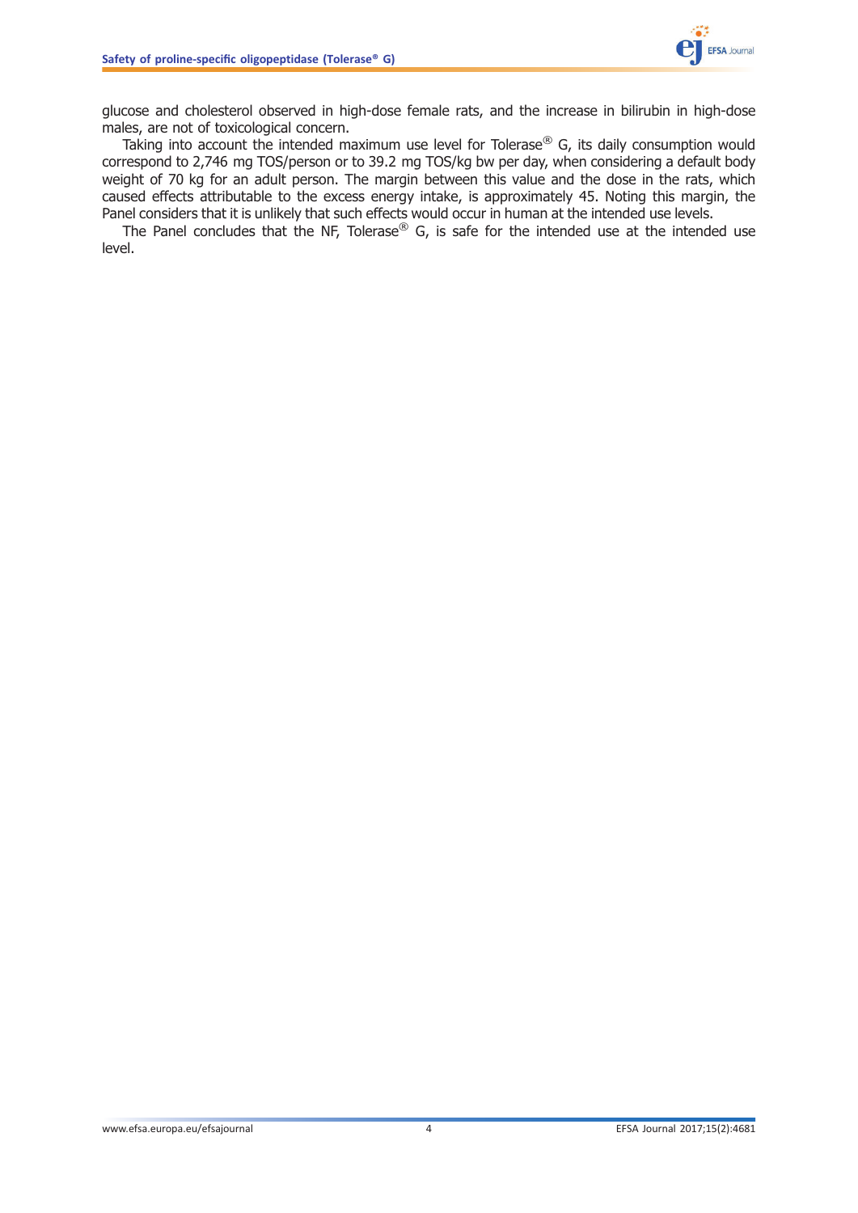glucose and cholesterol observed in high-dose female rats, and the increase in bilirubin in high-dose males, are not of toxicological concern.

Taking into account the intended maximum use level for Tolerase® G, its daily consumption would correspond to 2,746 mg TOS/person or to 39.2 mg TOS/kg bw per day, when considering a default body weight of 70 kg for an adult person. The margin between this value and the dose in the rats, which caused effects attributable to the excess energy intake, is approximately 45. Noting this margin, the Panel considers that it is unlikely that such effects would occur in human at the intended use levels.

The Panel concludes that the NF, Tolerase® G, is safe for the intended use at the intended use level.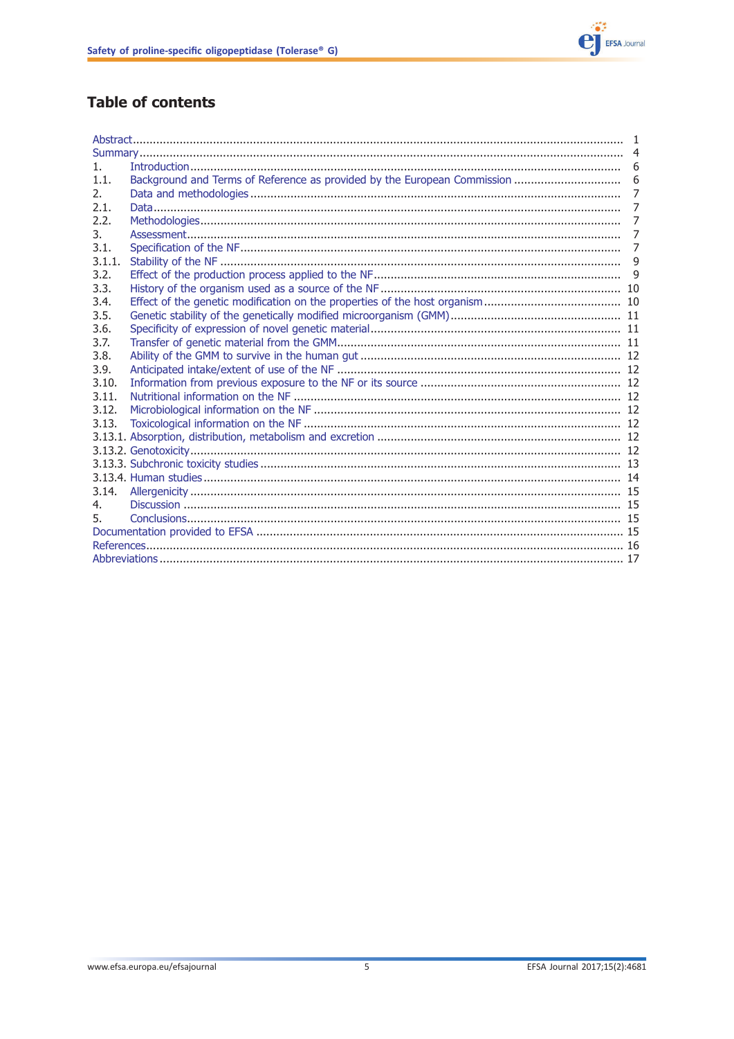## Table of contents

| | | |
|---|---|---|
| Abstract | | 1 |
| Summary | | 4 |
| 1. | Introduction | 6 |
| 1.1. | Background and Terms of Reference as provided by the European Commission | 6 |
| 2. | Data and methodologies | 7 |
| 2.1. | Data | 7 |
| 2.2. | Methodologies | 7 |
| 3. | Assessment | 7 |
| 3.1. | Specification of the NF | 7 |
| 3.1.1. | Stability of the NF | 9 |
| 3.2. | Effect of the production process applied to the NF | 9 |
| 3.3. | History of the organism used as a source of the NF | 10 |
| 3.4. | Effect of the genetic modification on the properties of the host organism | 10 |
| 3.5. | Genetic stability of the genetically modified microorganism (GMM) | 11 |
| 3.6. | Specificity of expression of novel genetic material | 11 |
| 3.7. | Transfer of genetic material from the GMM | 11 |
| 3.8. | Ability of the GMM to survive in the human gut | 12 |
| 3.9. | Anticipated intake/extent of use of the NF | 12 |
| 3.10. | Information from previous exposure to the NF or its source | 12 |
| 3.11. | Nutritional information on the NF | 12 |
| 3.12. | Microbiological information on the NF | 12 |
| 3.13. | Toxicological information on the NF | 12 |
| 3.13.1. | Absorption, distribution, metabolism and excretion | 12 |
| 3.13.2. | Genotoxicity | 12 |
| 3.13.3. | Subchronic toxicity studies | 13 |
| 3.13.4. | Human studies | 14 |
| 3.14. | Allergenicity | 15 |
| 4. | Discussion | 15 |
| 5. | Conclusions | 15 |
| Documentation provided to EFSA | | 15 |
| References | | 16 |
| Abbreviations | | 17 |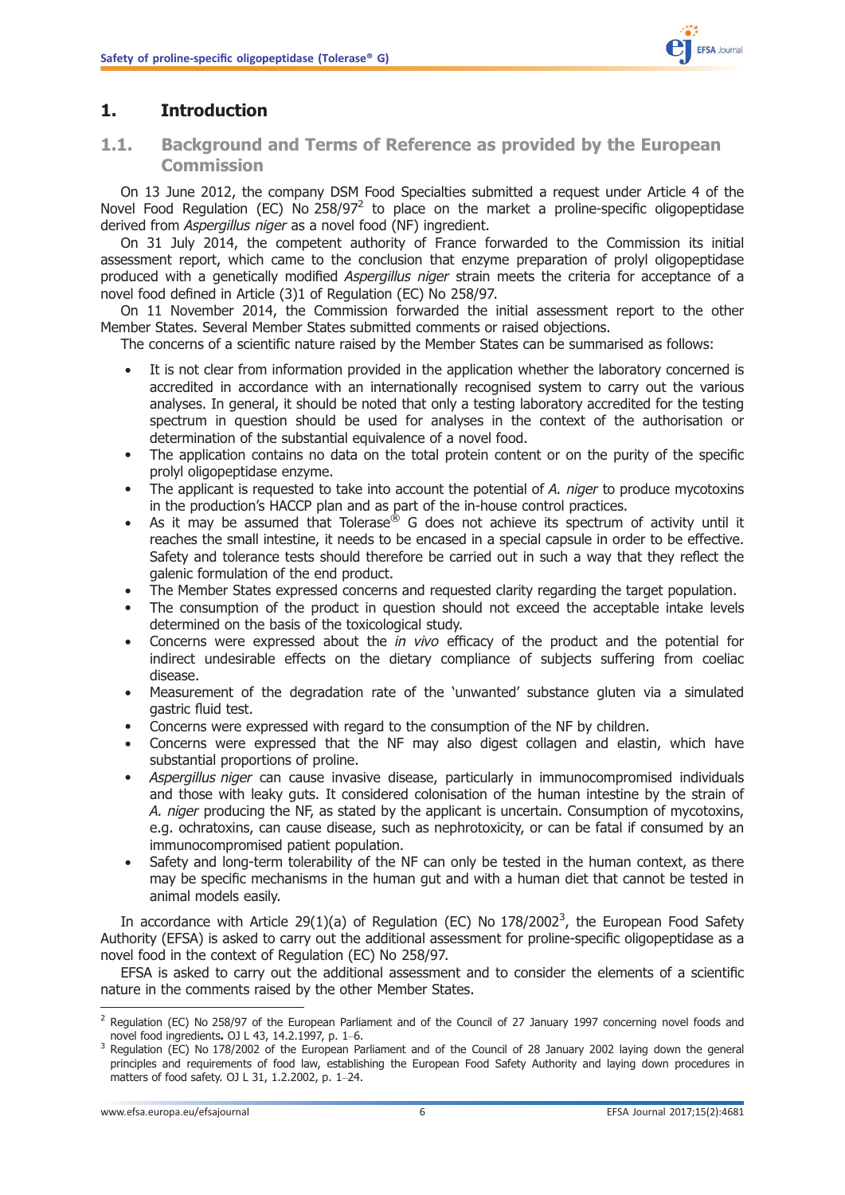# 1. Introduction

## 1.1. Background and Terms of Reference as provided by the European Commission

On 13 June 2012, the company DSM Food Specialties submitted a request under Article 4 of the Novel Food Regulation (EC) No 258/97[2] to place on the market a proline-specific oligopeptidase derived from *Aspergillus niger* as a novel food (NF) ingredient.

On 31 July 2014, the competent authority of France forwarded to the Commission its initial assessment report, which came to the conclusion that enzyme preparation of prolyl oligopeptidase produced with a genetically modified *Aspergillus niger* strain meets the criteria for acceptance of a novel food defined in Article (3)1 of Regulation (EC) No 258/97.

On 11 November 2014, the Commission forwarded the initial assessment report to the other Member States. Several Member States submitted comments or raised objections.

The concerns of a scientific nature raised by the Member States can be summarised as follows:

- It is not clear from information provided in the application whether the laboratory concerned is accredited in accordance with an internationally recognised system to carry out the various analyses. In general, it should be noted that only a testing laboratory accredited for the testing spectrum in question should be used for analyses in the context of the authorisation or determination of the substantial equivalence of a novel food.
- The application contains no data on the total protein content or on the purity of the specific prolyl oligopeptidase enzyme.
- The applicant is requested to take into account the potential of *A. niger* to produce mycotoxins in the production's HACCP plan and as part of the in-house control practices.
- As it may be assumed that Tolerase® G does not achieve its spectrum of activity until it reaches the small intestine, it needs to be encased in a special capsule in order to be effective. Safety and tolerance tests should therefore be carried out in such a way that they reflect the galenic formulation of the end product.
- The Member States expressed concerns and requested clarity regarding the target population.
- The consumption of the product in question should not exceed the acceptable intake levels determined on the basis of the toxicological study.
- Concerns were expressed about the *in vivo* efficacy of the product and the potential for indirect undesirable effects on the dietary compliance of subjects suffering from coeliac disease.
- Measurement of the degradation rate of the 'unwanted' substance gluten via a simulated gastric fluid test.
- Concerns were expressed with regard to the consumption of the NF by children.
- Concerns were expressed that the NF may also digest collagen and elastin, which have substantial proportions of proline.
- *Aspergillus niger* can cause invasive disease, particularly in immunocompromised individuals and those with leaky guts. It considered colonisation of the human intestine by the strain of *A. niger* producing the NF, as stated by the applicant is uncertain. Consumption of mycotoxins, e.g. ochratoxins, can cause disease, such as nephrotoxicity, or can be fatal if consumed by an immunocompromised patient population.
- Safety and long-term tolerability of the NF can only be tested in the human context, as there may be specific mechanisms in the human gut and with a human diet that cannot be tested in animal models easily.

In accordance with Article 29(1)(a) of Regulation (EC) No 178/2002[3], the European Food Safety Authority (EFSA) is asked to carry out the additional assessment for proline-specific oligopeptidase as a novel food in the context of Regulation (EC) No 258/97.

EFSA is asked to carry out the additional assessment and to consider the elements of a scientific nature in the comments raised by the other Member States.

---

[2] Regulation (EC) No 258/97 of the European Parliament and of the Council of 27 January 1997 concerning novel foods and novel food ingredients**.** OJ L 43, 14.2.1997, p. 1–6.

[3] Regulation (EC) No 178/2002 of the European Parliament and of the Council of 28 January 2002 laying down the general principles and requirements of food law, establishing the European Food Safety Authority and laying down procedures in matters of food safety. OJ L 31, 1.2.2002, p. 1–24.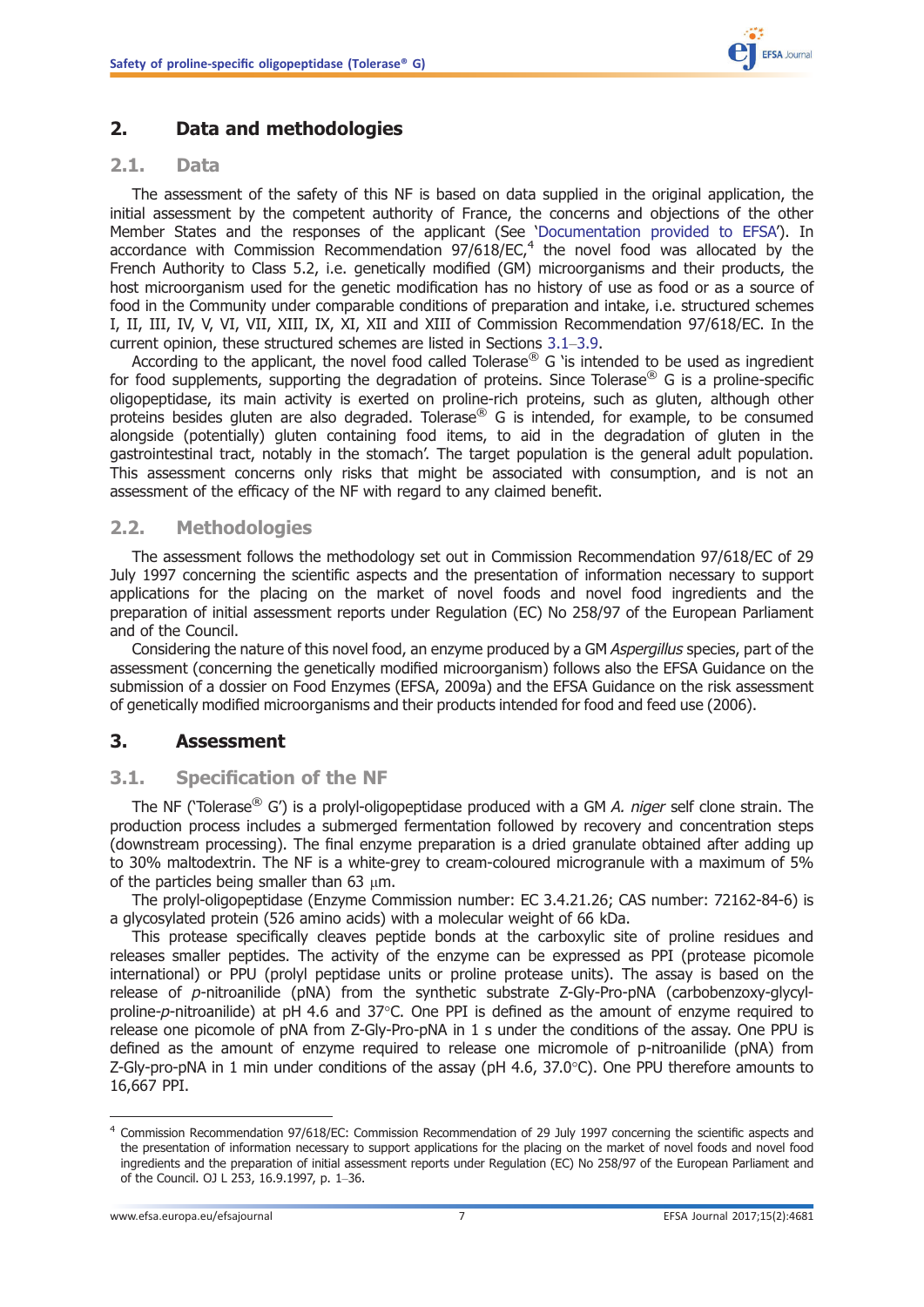## 2. Data and methodologies

### 2.1. Data

The assessment of the safety of this NF is based on data supplied in the original application, the initial assessment by the competent authority of France, the concerns and objections of the other Member States and the responses of the applicant (See 'Documentation provided to EFSA'). In accordance with Commission Recommendation 97/618/EC,[4] the novel food was allocated by the French Authority to Class 5.2, i.e. genetically modified (GM) microorganisms and their products, the host microorganism used for the genetic modification has no history of use as food or as a source of food in the Community under comparable conditions of preparation and intake, i.e. structured schemes I, II, III, IV, V, VI, VII, XIII, IX, XI, XII and XIII of Commission Recommendation 97/618/EC. In the current opinion, these structured schemes are listed in Sections 3.1–3.9.

According to the applicant, the novel food called Tolerase® G 'is intended to be used as ingredient for food supplements, supporting the degradation of proteins. Since Tolerase® G is a proline-specific oligopeptidase, its main activity is exerted on proline-rich proteins, such as gluten, although other proteins besides gluten are also degraded. Tolerase® G is intended, for example, to be consumed alongside (potentially) gluten containing food items, to aid in the degradation of gluten in the gastrointestinal tract, notably in the stomach'. The target population is the general adult population. This assessment concerns only risks that might be associated with consumption, and is not an assessment of the efficacy of the NF with regard to any claimed benefit.

### 2.2. Methodologies

The assessment follows the methodology set out in Commission Recommendation 97/618/EC of 29 July 1997 concerning the scientific aspects and the presentation of information necessary to support applications for the placing on the market of novel foods and novel food ingredients and the preparation of initial assessment reports under Regulation (EC) No 258/97 of the European Parliament and of the Council.

Considering the nature of this novel food, an enzyme produced by a GM *Aspergillus* species, part of the assessment (concerning the genetically modified microorganism) follows also the EFSA Guidance on the submission of a dossier on Food Enzymes (EFSA, 2009a) and the EFSA Guidance on the risk assessment of genetically modified microorganisms and their products intended for food and feed use (2006).

## 3. Assessment

### 3.1. Specification of the NF

The NF ('Tolerase® G') is a prolyl-oligopeptidase produced with a GM *A. niger* self clone strain. The production process includes a submerged fermentation followed by recovery and concentration steps (downstream processing). The final enzyme preparation is a dried granulate obtained after adding up to 30% maltodextrin. The NF is a white-grey to cream-coloured microgranule with a maximum of 5% of the particles being smaller than 63 μm.

The prolyl-oligopeptidase (Enzyme Commission number: EC 3.4.21.26; CAS number: 72162-84-6) is a glycosylated protein (526 amino acids) with a molecular weight of 66 kDa.

This protease specifically cleaves peptide bonds at the carboxylic site of proline residues and releases smaller peptides. The activity of the enzyme can be expressed as PPI (protease picomole international) or PPU (prolyl peptidase units or proline protease units). The assay is based on the release of *p*-nitroanilide (pNA) from the synthetic substrate Z-Gly-Pro-pNA (carbobenzoxy-glycyl-proline-*p*-nitroanilide) at pH 4.6 and 37°C. One PPI is defined as the amount of enzyme required to release one picomole of pNA from Z-Gly-Pro-pNA in 1 s under the conditions of the assay. One PPU is defined as the amount of enzyme required to release one micromole of p-nitroanilide (pNA) from Z-Gly-pro-pNA in 1 min under conditions of the assay (pH 4.6, 37.0°C). One PPU therefore amounts to 16,667 PPI.

---

[4] Commission Recommendation 97/618/EC: Commission Recommendation of 29 July 1997 concerning the scientific aspects and the presentation of information necessary to support applications for the placing on the market of novel foods and novel food ingredients and the preparation of initial assessment reports under Regulation (EC) No 258/97 of the European Parliament and of the Council. OJ L 253, 16.9.1997, p. 1–36.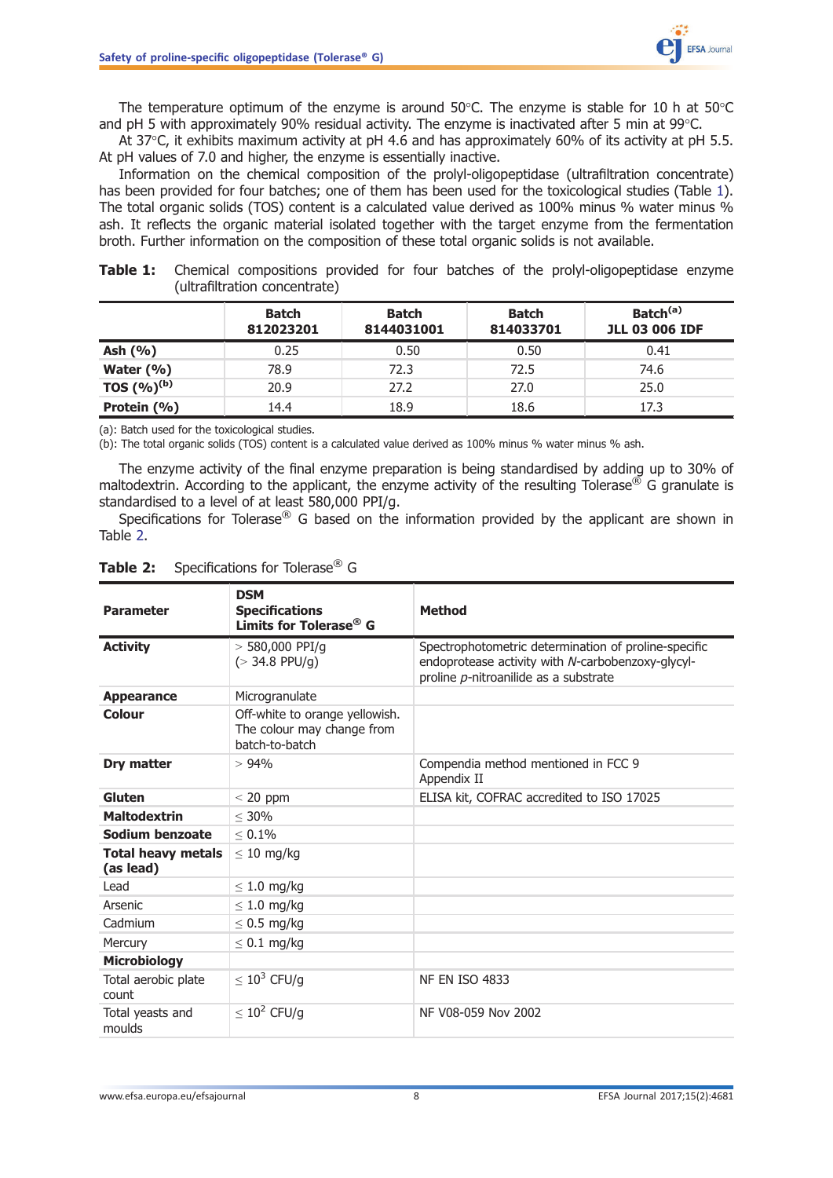The temperature optimum of the enzyme is around 50°C. The enzyme is stable for 10 h at 50°C and pH 5 with approximately 90% residual activity. The enzyme is inactivated after 5 min at 99°C.

At 37°C, it exhibits maximum activity at pH 4.6 and has approximately 60% of its activity at pH 5.5. At pH values of 7.0 and higher, the enzyme is essentially inactive.

Information on the chemical composition of the prolyl-oligopeptidase (ultrafiltration concentrate) has been provided for four batches; one of them has been used for the toxicological studies (Table 1). The total organic solids (TOS) content is a calculated value derived as 100% minus % water minus % ash. It reflects the organic material isolated together with the target enzyme from the fermentation broth. Further information on the composition of these total organic solids is not available.

**Table 1:** Chemical compositions provided for four batches of the prolyl-oligopeptidase enzyme (ultrafiltration concentrate)

| | Batch 812023201 | Batch 8144031001 | Batch 814033701 | Batch[(a)] JLL 03 006 IDF |
|---|---|---|---|---|
| **Ash (%)** | 0.25 | 0.50 | 0.50 | 0.41 |
| **Water (%)** | 78.9 | 72.3 | 72.5 | 74.6 |
| **TOS (%)[(b)]** | 20.9 | 27.2 | 27.0 | 25.0 |
| **Protein (%)** | 14.4 | 18.9 | 18.6 | 17.3 |

(a): Batch used for the toxicological studies.
(b): The total organic solids (TOS) content is a calculated value derived as 100% minus % water minus % ash.

The enzyme activity of the final enzyme preparation is being standardised by adding up to 30% of maltodextrin. According to the applicant, the enzyme activity of the resulting Tolerase® G granulate is standardised to a level of at least 580,000 PPI/g.

Specifications for Tolerase® G based on the information provided by the applicant are shown in Table 2.

**Table 2:** Specifications for Tolerase® G

| Parameter | DSM Specifications Limits for Tolerase® G | Method |
|---|---|---|
| **Activity** | > 580,000 PPI/g (> 34.8 PPU/g) | Spectrophotometric determination of proline-specific endoprotease activity with *N*-carbobenzoxy-glycyl-proline *p*-nitroanilide as a substrate |
| **Appearance** | Microgranulate | |
| **Colour** | Off-white to orange yellowish. The colour may change from batch-to-batch | |
| **Dry matter** | > 94% | Compendia method mentioned in FCC 9 Appendix II |
| **Gluten** | < 20 ppm | ELISA kit, COFRAC accredited to ISO 17025 |
| **Maltodextrin** | ≤ 30% | |
| **Sodium benzoate** | ≤ 0.1% | |
| **Total heavy metals (as lead)** | ≤ 10 mg/kg | |
| Lead | ≤ 1.0 mg/kg | |
| Arsenic | ≤ 1.0 mg/kg | |
| Cadmium | ≤ 0.5 mg/kg | |
| Mercury | ≤ 0.1 mg/kg | |
| **Microbiology** | | |
| Total aerobic plate count | ≤ $10^3$ CFU/g | NF EN ISO 4833 |
| Total yeasts and moulds | ≤ $10^2$ CFU/g | NF V08-059 Nov 2002 |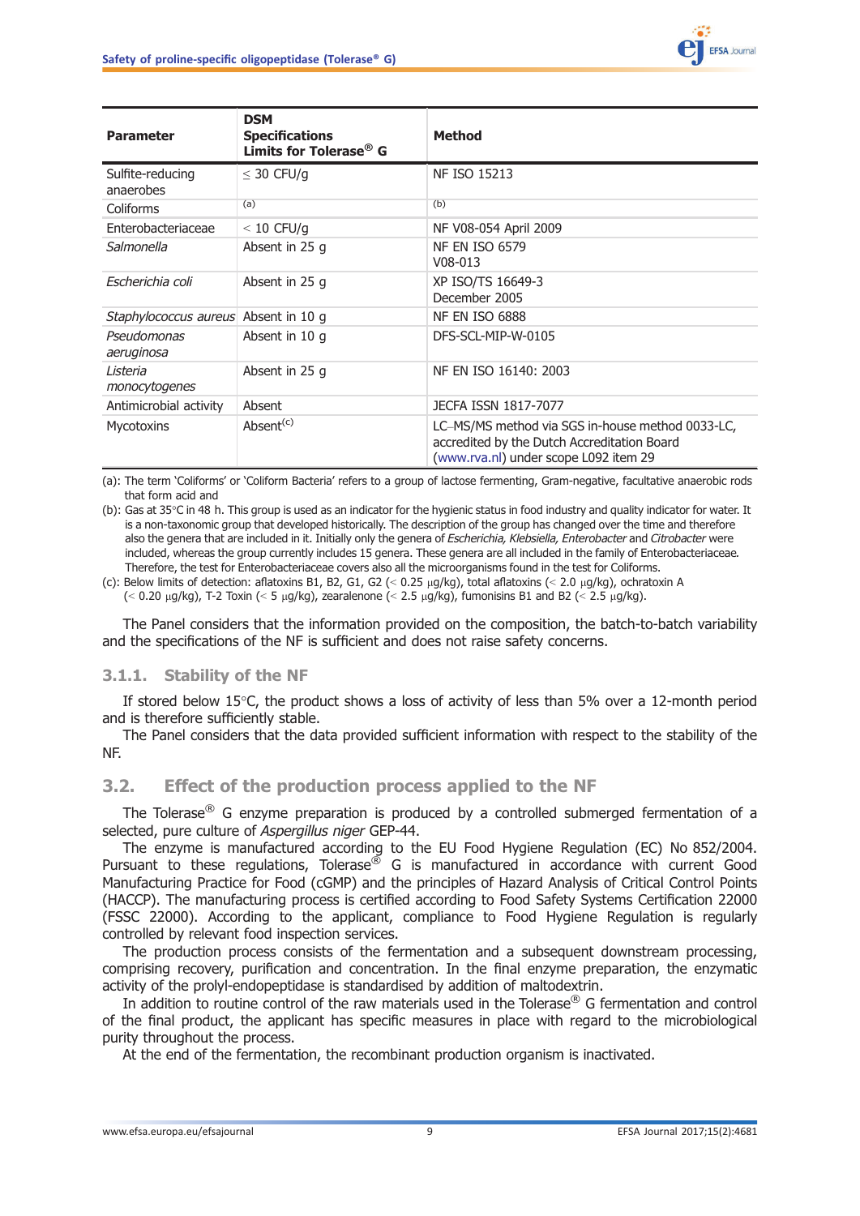| Parameter | DSM Specifications Limits for Tolerase® G | Method |
|---|---|---|
| Sulfite-reducing anaerobes | ≤ 30 CFU/g | NF ISO 15213 |
| Coliforms | (a) | (b) |
| Enterobacteriaceae | < 10 CFU/g | NF V08-054 April 2009 |
| *Salmonella* | Absent in 25 g | NF EN ISO 6579 V08-013 |
| *Escherichia coli* | Absent in 25 g | XP ISO/TS 16649-3 December 2005 |
| *Staphylococcus aureus* | Absent in 10 g | NF EN ISO 6888 |
| *Pseudomonas aeruginosa* | Absent in 10 g | DFS-SCL-MIP-W-0105 |
| *Listeria monocytogenes* | Absent in 25 g | NF EN ISO 16140: 2003 |
| Antimicrobial activity | Absent | JECFA ISSN 1817-7077 |
| Mycotoxins | Absent(c) | LC–MS/MS method via SGS in-house method 0033-LC, accredited by the Dutch Accreditation Board (www.rva.nl) under scope L092 item 29 |

(a): The term 'Coliforms' or 'Coliform Bacteria' refers to a group of lactose fermenting, Gram-negative, facultative anaerobic rods that form acid and

(b): Gas at 35°C in 48 h. This group is used as an indicator for the hygienic status in food industry and quality indicator for water. It is a non-taxonomic group that developed historically. The description of the group has changed over the time and therefore also the genera that are included in it. Initially only the genera of *Escherichia, Klebsiella, Enterobacter* and *Citrobacter* were included, whereas the group currently includes 15 genera. These genera are all included in the family of Enterobacteriaceae. Therefore, the test for Enterobacteriaceae covers also all the microorganisms found in the test for Coliforms.

(c): Below limits of detection: aflatoxins B1, B2, G1, G2 (< 0.25 μg/kg), total aflatoxins (< 2.0 μg/kg), ochratoxin A (< 0.20 μg/kg), T-2 Toxin (< 5 μg/kg), zearalenone (< 2.5 μg/kg), fumonisins B1 and B2 (< 2.5 μg/kg).

The Panel considers that the information provided on the composition, the batch-to-batch variability and the specifications of the NF is sufficient and does not raise safety concerns.

### 3.1.1. Stability of the NF

If stored below 15°C, the product shows a loss of activity of less than 5% over a 12-month period and is therefore sufficiently stable.

The Panel considers that the data provided sufficient information with respect to the stability of the NF.

## 3.2. Effect of the production process applied to the NF

The Tolerase® G enzyme preparation is produced by a controlled submerged fermentation of a selected, pure culture of *Aspergillus niger* GEP-44.

The enzyme is manufactured according to the EU Food Hygiene Regulation (EC) No 852/2004. Pursuant to these regulations, Tolerase® G is manufactured in accordance with current Good Manufacturing Practice for Food (cGMP) and the principles of Hazard Analysis of Critical Control Points (HACCP). The manufacturing process is certified according to Food Safety Systems Certification 22000 (FSSC 22000). According to the applicant, compliance to Food Hygiene Regulation is regularly controlled by relevant food inspection services.

The production process consists of the fermentation and a subsequent downstream processing, comprising recovery, purification and concentration. In the final enzyme preparation, the enzymatic activity of the prolyl-endopeptidase is standardised by addition of maltodextrin.

In addition to routine control of the raw materials used in the Tolerase® G fermentation and control of the final product, the applicant has specific measures in place with regard to the microbiological purity throughout the process.

At the end of the fermentation, the recombinant production organism is inactivated.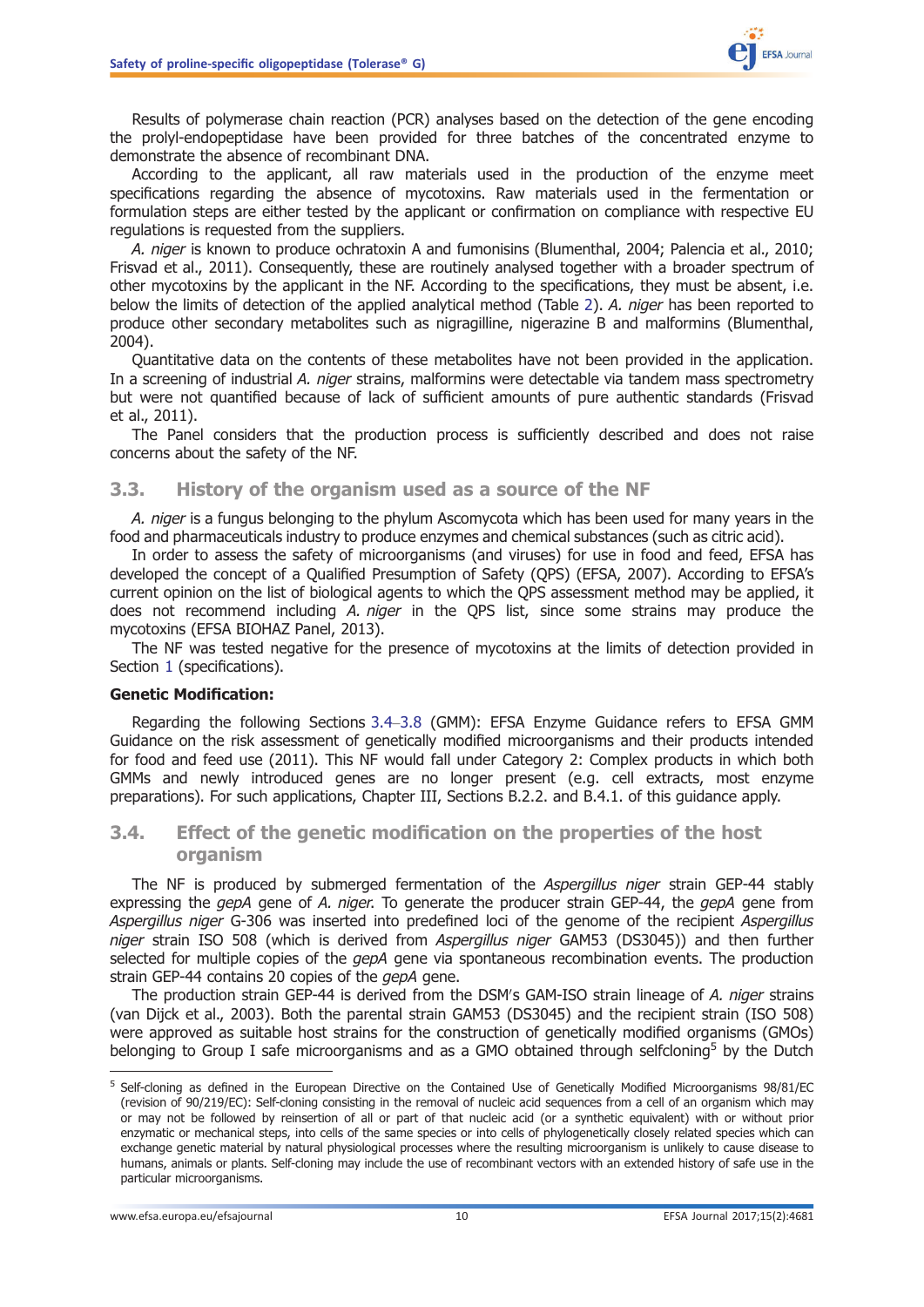Results of polymerase chain reaction (PCR) analyses based on the detection of the gene encoding the prolyl-endopeptidase have been provided for three batches of the concentrated enzyme to demonstrate the absence of recombinant DNA.

According to the applicant, all raw materials used in the production of the enzyme meet specifications regarding the absence of mycotoxins. Raw materials used in the fermentation or formulation steps are either tested by the applicant or confirmation on compliance with respective EU regulations is requested from the suppliers.

*A. niger* is known to produce ochratoxin A and fumonisins (Blumenthal, 2004; Palencia et al., 2010; Frisvad et al., 2011). Consequently, these are routinely analysed together with a broader spectrum of other mycotoxins by the applicant in the NF. According to the specifications, they must be absent, i.e. below the limits of detection of the applied analytical method (Table 2). *A. niger* has been reported to produce other secondary metabolites such as nigragilline, nigerazine B and malformins (Blumenthal, 2004).

Quantitative data on the contents of these metabolites have not been provided in the application. In a screening of industrial *A. niger* strains, malformins were detectable via tandem mass spectrometry but were not quantified because of lack of sufficient amounts of pure authentic standards (Frisvad et al., 2011).

The Panel considers that the production process is sufficiently described and does not raise concerns about the safety of the NF.

## 3.3. History of the organism used as a source of the NF

*A. niger* is a fungus belonging to the phylum Ascomycota which has been used for many years in the food and pharmaceuticals industry to produce enzymes and chemical substances (such as citric acid).

In order to assess the safety of microorganisms (and viruses) for use in food and feed, EFSA has developed the concept of a Qualified Presumption of Safety (QPS) (EFSA, 2007). According to EFSA's current opinion on the list of biological agents to which the QPS assessment method may be applied, it does not recommend including *A. niger* in the QPS list, since some strains may produce the mycotoxins (EFSA BIOHAZ Panel, 2013).

The NF was tested negative for the presence of mycotoxins at the limits of detection provided in Section 1 (specifications).

**Genetic Modification:**

Regarding the following Sections 3.4–3.8 (GMM): EFSA Enzyme Guidance refers to EFSA GMM Guidance on the risk assessment of genetically modified microorganisms and their products intended for food and feed use (2011). This NF would fall under Category 2: Complex products in which both GMMs and newly introduced genes are no longer present (e.g. cell extracts, most enzyme preparations). For such applications, Chapter III, Sections B.2.2. and B.4.1. of this guidance apply.

## 3.4. Effect of the genetic modification on the properties of the host organism

The NF is produced by submerged fermentation of the *Aspergillus niger* strain GEP-44 stably expressing the *gepA* gene of *A. niger*. To generate the producer strain GEP-44, the *gepA* gene from *Aspergillus niger* G-306 was inserted into predefined loci of the genome of the recipient *Aspergillus niger* strain ISO 508 (which is derived from *Aspergillus niger* GAM53 (DS3045)) and then further selected for multiple copies of the *gepA* gene via spontaneous recombination events. The production strain GEP-44 contains 20 copies of the *gepA* gene.

The production strain GEP-44 is derived from the DSM's GAM-ISO strain lineage of *A. niger* strains (van Dijck et al., 2003). Both the parental strain GAM53 (DS3045) and the recipient strain (ISO 508) were approved as suitable host strains for the construction of genetically modified organisms (GMOs) belonging to Group I safe microorganisms and as a GMO obtained through selfcloning[5] by the Dutch

[5] Self-cloning as defined in the European Directive on the Contained Use of Genetically Modified Microorganisms 98/81/EC (revision of 90/219/EC): Self-cloning consisting in the removal of nucleic acid sequences from a cell of an organism which may or may not be followed by reinsertion of all or part of that nucleic acid (or a synthetic equivalent) with or without prior enzymatic or mechanical steps, into cells of the same species or into cells of phylogenetically closely related species which can exchange genetic material by natural physiological processes where the resulting microorganism is unlikely to cause disease to humans, animals or plants. Self-cloning may include the use of recombinant vectors with an extended history of safe use in the particular microorganisms.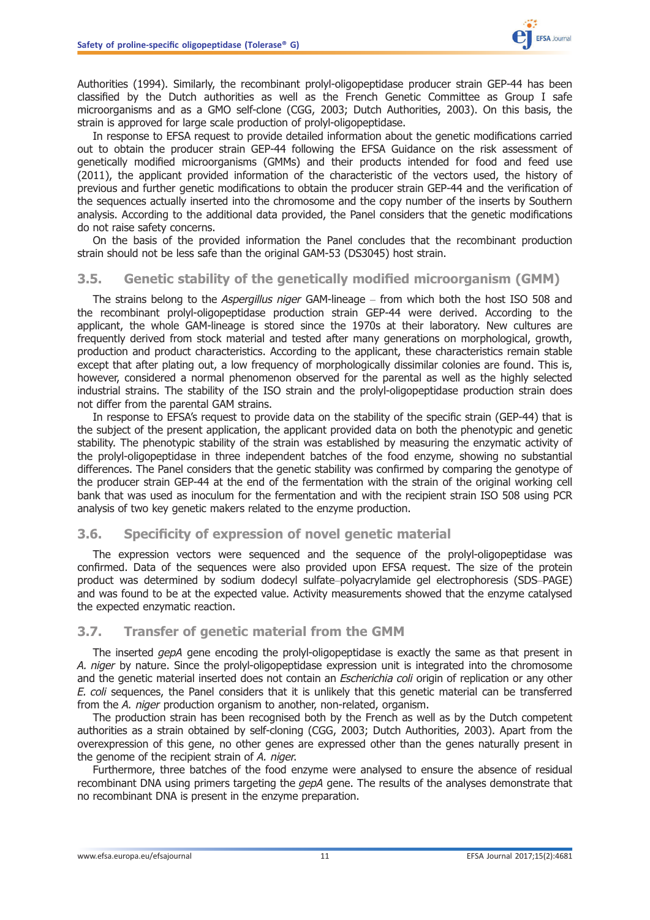Authorities (1994). Similarly, the recombinant prolyl-oligopeptidase producer strain GEP-44 has been classified by the Dutch authorities as well as the French Genetic Committee as Group I safe microorganisms and as a GMO self-clone (CGG, 2003; Dutch Authorities, 2003). On this basis, the strain is approved for large scale production of prolyl-oligopeptidase.

In response to EFSA request to provide detailed information about the genetic modifications carried out to obtain the producer strain GEP-44 following the EFSA Guidance on the risk assessment of genetically modified microorganisms (GMMs) and their products intended for food and feed use (2011), the applicant provided information of the characteristic of the vectors used, the history of previous and further genetic modifications to obtain the producer strain GEP-44 and the verification of the sequences actually inserted into the chromosome and the copy number of the inserts by Southern analysis. According to the additional data provided, the Panel considers that the genetic modifications do not raise safety concerns.

On the basis of the provided information the Panel concludes that the recombinant production strain should not be less safe than the original GAM-53 (DS3045) host strain.

## 3.5. Genetic stability of the genetically modified microorganism (GMM)

The strains belong to the *Aspergillus niger* GAM-lineage – from which both the host ISO 508 and the recombinant prolyl-oligopeptidase production strain GEP-44 were derived. According to the applicant, the whole GAM-lineage is stored since the 1970s at their laboratory. New cultures are frequently derived from stock material and tested after many generations on morphological, growth, production and product characteristics. According to the applicant, these characteristics remain stable except that after plating out, a low frequency of morphologically dissimilar colonies are found. This is, however, considered a normal phenomenon observed for the parental as well as the highly selected industrial strains. The stability of the ISO strain and the prolyl-oligopeptidase production strain does not differ from the parental GAM strains.

In response to EFSA's request to provide data on the stability of the specific strain (GEP-44) that is the subject of the present application, the applicant provided data on both the phenotypic and genetic stability. The phenotypic stability of the strain was established by measuring the enzymatic activity of the prolyl-oligopeptidase in three independent batches of the food enzyme, showing no substantial differences. The Panel considers that the genetic stability was confirmed by comparing the genotype of the producer strain GEP-44 at the end of the fermentation with the strain of the original working cell bank that was used as inoculum for the fermentation and with the recipient strain ISO 508 using PCR analysis of two key genetic makers related to the enzyme production.

## 3.6. Specificity of expression of novel genetic material

The expression vectors were sequenced and the sequence of the prolyl-oligopeptidase was confirmed. Data of the sequences were also provided upon EFSA request. The size of the protein product was determined by sodium dodecyl sulfate–polyacrylamide gel electrophoresis (SDS–PAGE) and was found to be at the expected value. Activity measurements showed that the enzyme catalysed the expected enzymatic reaction.

## 3.7. Transfer of genetic material from the GMM

The inserted *gepA* gene encoding the prolyl-oligopeptidase is exactly the same as that present in *A. niger* by nature. Since the prolyl-oligopeptidase expression unit is integrated into the chromosome and the genetic material inserted does not contain an *Escherichia coli* origin of replication or any other *E. coli* sequences, the Panel considers that it is unlikely that this genetic material can be transferred from the *A. niger* production organism to another, non-related, organism.

The production strain has been recognised both by the French as well as by the Dutch competent authorities as a strain obtained by self-cloning (CGG, 2003; Dutch Authorities, 2003). Apart from the overexpression of this gene, no other genes are expressed other than the genes naturally present in the genome of the recipient strain of *A. niger*.

Furthermore, three batches of the food enzyme were analysed to ensure the absence of residual recombinant DNA using primers targeting the *gepA* gene. The results of the analyses demonstrate that no recombinant DNA is present in the enzyme preparation.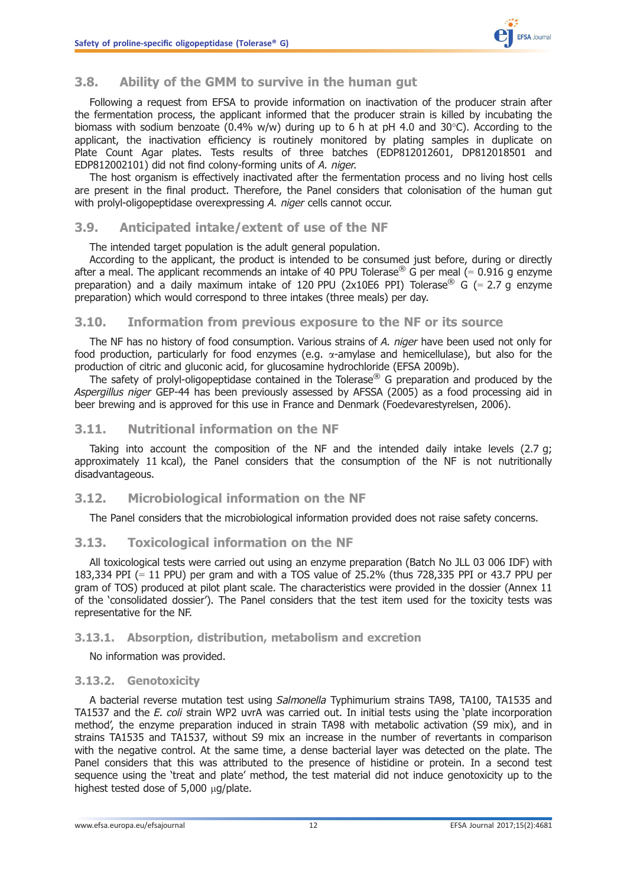## 3.8. Ability of the GMM to survive in the human gut

Following a request from EFSA to provide information on inactivation of the producer strain after the fermentation process, the applicant informed that the producer strain is killed by incubating the biomass with sodium benzoate (0.4% w/w) during up to 6 h at pH 4.0 and 30°C). According to the applicant, the inactivation efficiency is routinely monitored by plating samples in duplicate on Plate Count Agar plates. Tests results of three batches (EDP812012601, DP812018501 and EDP812002101) did not find colony-forming units of *A. niger*.

The host organism is effectively inactivated after the fermentation process and no living host cells are present in the final product. Therefore, the Panel considers that colonisation of the human gut with prolyl-oligopeptidase overexpressing *A. niger* cells cannot occur.

## 3.9. Anticipated intake/extent of use of the NF

The intended target population is the adult general population.

According to the applicant, the product is intended to be consumed just before, during or directly after a meal. The applicant recommends an intake of 40 PPU Tolerase® G per meal (= 0.916 g enzyme preparation) and a daily maximum intake of 120 PPU (2x10E6 PPI) Tolerase® G (= 2.7 g enzyme preparation) which would correspond to three intakes (three meals) per day.

## 3.10. Information from previous exposure to the NF or its source

The NF has no history of food consumption. Various strains of *A. niger* have been used not only for food production, particularly for food enzymes (e.g. α-amylase and hemicellulase), but also for the production of citric and gluconic acid, for glucosamine hydrochloride (EFSA 2009b).

The safety of prolyl-oligopeptidase contained in the Tolerase® G preparation and produced by the *Aspergillus niger* GEP-44 has been previously assessed by AFSSA (2005) as a food processing aid in beer brewing and is approved for this use in France and Denmark (Foedevarestyrelsen, 2006).

## 3.11. Nutritional information on the NF

Taking into account the composition of the NF and the intended daily intake levels (2.7 g; approximately 11 kcal), the Panel considers that the consumption of the NF is not nutritionally disadvantageous.

## 3.12. Microbiological information on the NF

The Panel considers that the microbiological information provided does not raise safety concerns.

## 3.13. Toxicological information on the NF

All toxicological tests were carried out using an enzyme preparation (Batch No JLL 03 006 IDF) with 183,334 PPI (= 11 PPU) per gram and with a TOS value of 25.2% (thus 728,335 PPI or 43.7 PPU per gram of TOS) produced at pilot plant scale. The characteristics were provided in the dossier (Annex 11 of the 'consolidated dossier'). The Panel considers that the test item used for the toxicity tests was representative for the NF.

### 3.13.1. Absorption, distribution, metabolism and excretion

No information was provided.

### 3.13.2. Genotoxicity

A bacterial reverse mutation test using *Salmonella* Typhimurium strains TA98, TA100, TA1535 and TA1537 and the *E. coli* strain WP2 uvrA was carried out. In initial tests using the 'plate incorporation method', the enzyme preparation induced in strain TA98 with metabolic activation (S9 mix), and in strains TA1535 and TA1537, without S9 mix an increase in the number of revertants in comparison with the negative control. At the same time, a dense bacterial layer was detected on the plate. The Panel considers that this was attributed to the presence of histidine or protein. In a second test sequence using the 'treat and plate' method, the test material did not induce genotoxicity up to the highest tested dose of 5,000 μg/plate.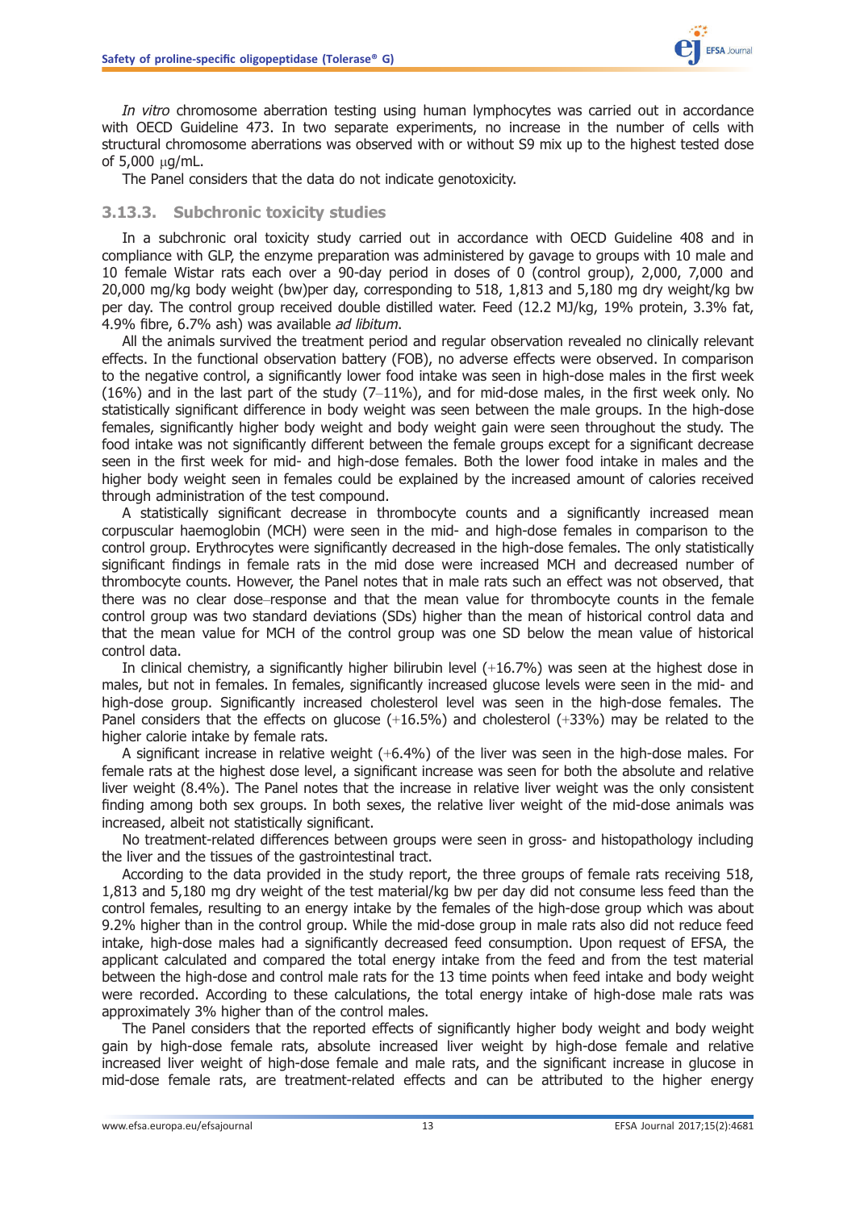*In vitro* chromosome aberration testing using human lymphocytes was carried out in accordance with OECD Guideline 473. In two separate experiments, no increase in the number of cells with structural chromosome aberrations was observed with or without S9 mix up to the highest tested dose of 5,000 μg/mL.

The Panel considers that the data do not indicate genotoxicity.

### 3.13.3. Subchronic toxicity studies

In a subchronic oral toxicity study carried out in accordance with OECD Guideline 408 and in compliance with GLP, the enzyme preparation was administered by gavage to groups with 10 male and 10 female Wistar rats each over a 90-day period in doses of 0 (control group), 2,000, 7,000 and 20,000 mg/kg body weight (bw)per day, corresponding to 518, 1,813 and 5,180 mg dry weight/kg bw per day. The control group received double distilled water. Feed (12.2 MJ/kg, 19% protein, 3.3% fat, 4.9% fibre, 6.7% ash) was available *ad libitum*.

All the animals survived the treatment period and regular observation revealed no clinically relevant effects. In the functional observation battery (FOB), no adverse effects were observed. In comparison to the negative control, a significantly lower food intake was seen in high-dose males in the first week (16%) and in the last part of the study (7–11%), and for mid-dose males, in the first week only. No statistically significant difference in body weight was seen between the male groups. In the high-dose females, significantly higher body weight and body weight gain were seen throughout the study. The food intake was not significantly different between the female groups except for a significant decrease seen in the first week for mid- and high-dose females. Both the lower food intake in males and the higher body weight seen in females could be explained by the increased amount of calories received through administration of the test compound.

A statistically significant decrease in thrombocyte counts and a significantly increased mean corpuscular haemoglobin (MCH) were seen in the mid- and high-dose females in comparison to the control group. Erythrocytes were significantly decreased in the high-dose females. The only statistically significant findings in female rats in the mid dose were increased MCH and decreased number of thrombocyte counts. However, the Panel notes that in male rats such an effect was not observed, that there was no clear dose–response and that the mean value for thrombocyte counts in the female control group was two standard deviations (SDs) higher than the mean of historical control data and that the mean value for MCH of the control group was one SD below the mean value of historical control data.

In clinical chemistry, a significantly higher bilirubin level (+16.7%) was seen at the highest dose in males, but not in females. In females, significantly increased glucose levels were seen in the mid- and high-dose group. Significantly increased cholesterol level was seen in the high-dose females. The Panel considers that the effects on glucose (+16.5%) and cholesterol (+33%) may be related to the higher calorie intake by female rats.

A significant increase in relative weight (+6.4%) of the liver was seen in the high-dose males. For female rats at the highest dose level, a significant increase was seen for both the absolute and relative liver weight (8.4%). The Panel notes that the increase in relative liver weight was the only consistent finding among both sex groups. In both sexes, the relative liver weight of the mid-dose animals was increased, albeit not statistically significant.

No treatment-related differences between groups were seen in gross- and histopathology including the liver and the tissues of the gastrointestinal tract.

According to the data provided in the study report, the three groups of female rats receiving 518, 1,813 and 5,180 mg dry weight of the test material/kg bw per day did not consume less feed than the control females, resulting to an energy intake by the females of the high-dose group which was about 9.2% higher than in the control group. While the mid-dose group in male rats also did not reduce feed intake, high-dose males had a significantly decreased feed consumption. Upon request of EFSA, the applicant calculated and compared the total energy intake from the feed and from the test material between the high-dose and control male rats for the 13 time points when feed intake and body weight were recorded. According to these calculations, the total energy intake of high-dose male rats was approximately 3% higher than of the control males.

The Panel considers that the reported effects of significantly higher body weight and body weight gain by high-dose female rats, absolute increased liver weight by high-dose female and relative increased liver weight of high-dose female and male rats, and the significant increase in glucose in mid-dose female rats, are treatment-related effects and can be attributed to the higher energy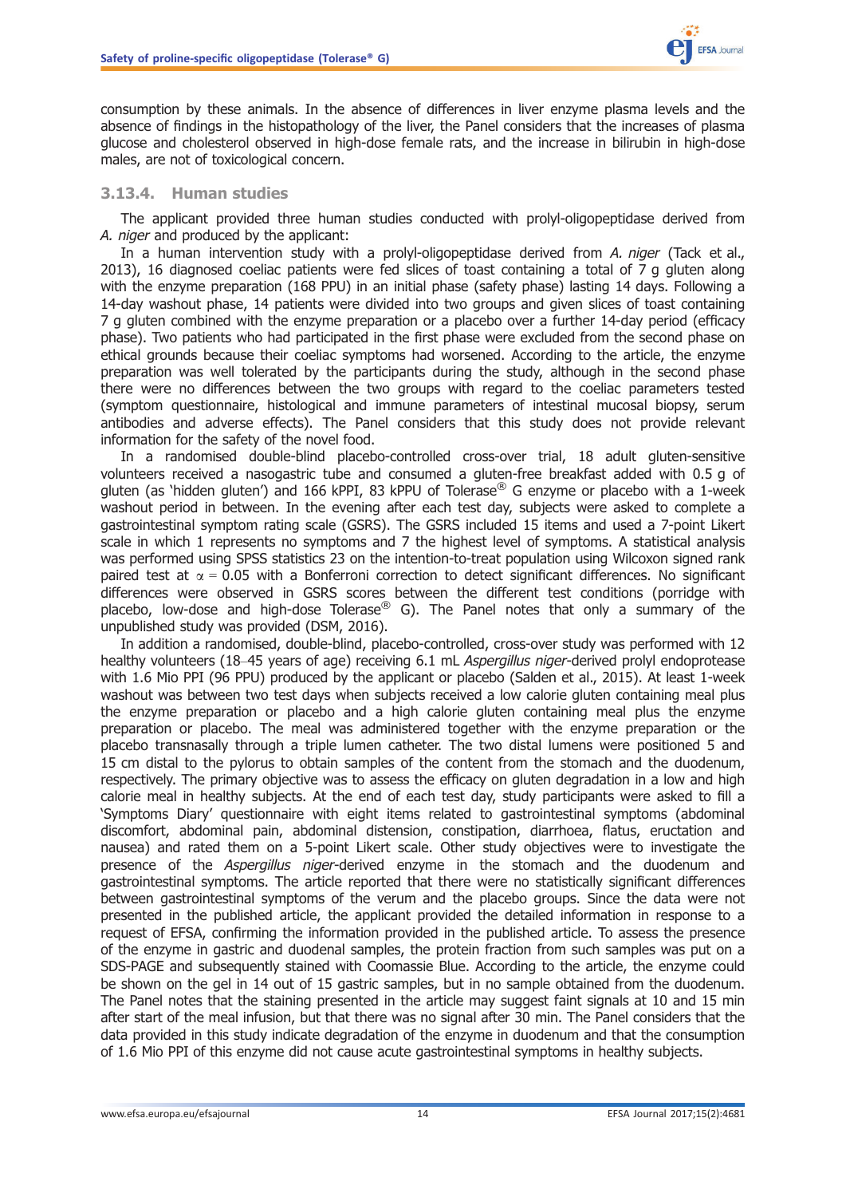consumption by these animals. In the absence of differences in liver enzyme plasma levels and the absence of findings in the histopathology of the liver, the Panel considers that the increases of plasma glucose and cholesterol observed in high-dose female rats, and the increase in bilirubin in high-dose males, are not of toxicological concern.

### 3.13.4. Human studies

The applicant provided three human studies conducted with prolyl-oligopeptidase derived from *A. niger* and produced by the applicant:

In a human intervention study with a prolyl-oligopeptidase derived from *A. niger* (Tack et al., 2013), 16 diagnosed coeliac patients were fed slices of toast containing a total of 7 g gluten along with the enzyme preparation (168 PPU) in an initial phase (safety phase) lasting 14 days. Following a 14-day washout phase, 14 patients were divided into two groups and given slices of toast containing 7 g gluten combined with the enzyme preparation or a placebo over a further 14-day period (efficacy phase). Two patients who had participated in the first phase were excluded from the second phase on ethical grounds because their coeliac symptoms had worsened. According to the article, the enzyme preparation was well tolerated by the participants during the study, although in the second phase there were no differences between the two groups with regard to the coeliac parameters tested (symptom questionnaire, histological and immune parameters of intestinal mucosal biopsy, serum antibodies and adverse effects). The Panel considers that this study does not provide relevant information for the safety of the novel food.

In a randomised double-blind placebo-controlled cross-over trial, 18 adult gluten-sensitive volunteers received a nasogastric tube and consumed a gluten-free breakfast added with 0.5 g of gluten (as 'hidden gluten') and 166 kPPI, 83 kPPU of Tolerase® G enzyme or placebo with a 1-week washout period in between. In the evening after each test day, subjects were asked to complete a gastrointestinal symptom rating scale (GSRS). The GSRS included 15 items and used a 7-point Likert scale in which 1 represents no symptoms and 7 the highest level of symptoms. A statistical analysis was performed using SPSS statistics 23 on the intention-to-treat population using Wilcoxon signed rank paired test at $\alpha = 0.05$ with a Bonferroni correction to detect significant differences. No significant differences were observed in GSRS scores between the different test conditions (porridge with placebo, low-dose and high-dose Tolerase® G). The Panel notes that only a summary of the unpublished study was provided (DSM, 2016).

In addition a randomised, double-blind, placebo-controlled, cross-over study was performed with 12 healthy volunteers (18–45 years of age) receiving 6.1 mL *Aspergillus niger*-derived prolyl endoprotease with 1.6 Mio PPI (96 PPU) produced by the applicant or placebo (Salden et al., 2015). At least 1-week washout was between two test days when subjects received a low calorie gluten containing meal plus the enzyme preparation or placebo and a high calorie gluten containing meal plus the enzyme preparation or placebo. The meal was administered together with the enzyme preparation or the placebo transnasally through a triple lumen catheter. The two distal lumens were positioned 5 and 15 cm distal to the pylorus to obtain samples of the content from the stomach and the duodenum, respectively. The primary objective was to assess the efficacy on gluten degradation in a low and high calorie meal in healthy subjects. At the end of each test day, study participants were asked to fill a 'Symptoms Diary' questionnaire with eight items related to gastrointestinal symptoms (abdominal discomfort, abdominal pain, abdominal distension, constipation, diarrhoea, flatus, eructation and nausea) and rated them on a 5-point Likert scale. Other study objectives were to investigate the presence of the *Aspergillus niger*-derived enzyme in the stomach and the duodenum and gastrointestinal symptoms. The article reported that there were no statistically significant differences between gastrointestinal symptoms of the verum and the placebo groups. Since the data were not presented in the published article, the applicant provided the detailed information in response to a request of EFSA, confirming the information provided in the published article. To assess the presence of the enzyme in gastric and duodenal samples, the protein fraction from such samples was put on a SDS-PAGE and subsequently stained with Coomassie Blue. According to the article, the enzyme could be shown on the gel in 14 out of 15 gastric samples, but in no sample obtained from the duodenum. The Panel notes that the staining presented in the article may suggest faint signals at 10 and 15 min after start of the meal infusion, but that there was no signal after 30 min. The Panel considers that the data provided in this study indicate degradation of the enzyme in duodenum and that the consumption of 1.6 Mio PPI of this enzyme did not cause acute gastrointestinal symptoms in healthy subjects.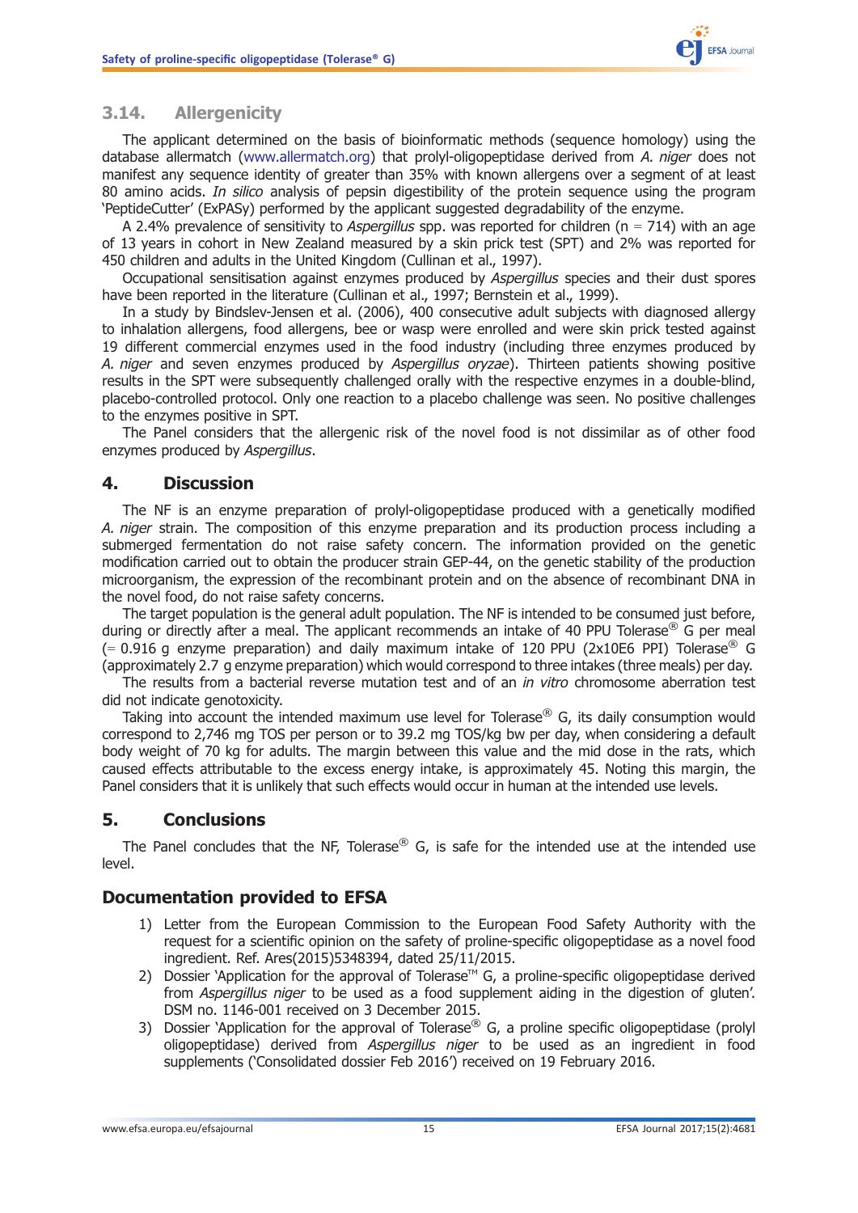## 3.14. Allergenicity

The applicant determined on the basis of bioinformatic methods (sequence homology) using the database allermatch (www.allermatch.org) that prolyl-oligopeptidase derived from *A. niger* does not manifest any sequence identity of greater than 35% with known allergens over a segment of at least 80 amino acids. *In silico* analysis of pepsin digestibility of the protein sequence using the program 'PeptideCutter' (ExPASy) performed by the applicant suggested degradability of the enzyme.

A 2.4% prevalence of sensitivity to *Aspergillus* spp. was reported for children (n = 714) with an age of 13 years in cohort in New Zealand measured by a skin prick test (SPT) and 2% was reported for 450 children and adults in the United Kingdom (Cullinan et al., 1997).

Occupational sensitisation against enzymes produced by *Aspergillus* species and their dust spores have been reported in the literature (Cullinan et al., 1997; Bernstein et al., 1999).

In a study by Bindslev-Jensen et al. (2006), 400 consecutive adult subjects with diagnosed allergy to inhalation allergens, food allergens, bee or wasp were enrolled and were skin prick tested against 19 different commercial enzymes used in the food industry (including three enzymes produced by *A. niger* and seven enzymes produced by *Aspergillus oryzae*). Thirteen patients showing positive results in the SPT were subsequently challenged orally with the respective enzymes in a double-blind, placebo-controlled protocol. Only one reaction to a placebo challenge was seen. No positive challenges to the enzymes positive in SPT.

The Panel considers that the allergenic risk of the novel food is not dissimilar as of other food enzymes produced by *Aspergillus*.

# 4. Discussion

The NF is an enzyme preparation of prolyl-oligopeptidase produced with a genetically modified *A. niger* strain. The composition of this enzyme preparation and its production process including a submerged fermentation do not raise safety concern. The information provided on the genetic modification carried out to obtain the producer strain GEP-44, on the genetic stability of the production microorganism, the expression of the recombinant protein and on the absence of recombinant DNA in the novel food, do not raise safety concerns.

The target population is the general adult population. The NF is intended to be consumed just before, during or directly after a meal. The applicant recommends an intake of 40 PPU Tolerase® G per meal (= 0.916 g enzyme preparation) and daily maximum intake of 120 PPU (2x10E6 PPI) Tolerase® G (approximately 2.7 g enzyme preparation) which would correspond to three intakes (three meals) per day.

The results from a bacterial reverse mutation test and of an *in vitro* chromosome aberration test did not indicate genotoxicity.

Taking into account the intended maximum use level for Tolerase® G, its daily consumption would correspond to 2,746 mg TOS per person or to 39.2 mg TOS/kg bw per day, when considering a default body weight of 70 kg for adults. The margin between this value and the mid dose in the rats, which caused effects attributable to the excess energy intake, is approximately 45. Noting this margin, the Panel considers that it is unlikely that such effects would occur in human at the intended use levels.

# 5. Conclusions

The Panel concludes that the NF, Tolerase® G, is safe for the intended use at the intended use level.

# Documentation provided to EFSA

1) Letter from the European Commission to the European Food Safety Authority with the request for a scientific opinion on the safety of proline-specific oligopeptidase as a novel food ingredient. Ref. Ares(2015)5348394, dated 25/11/2015.
2) Dossier 'Application for the approval of Tolerase™ G, a proline-specific oligopeptidase derived from *Aspergillus niger* to be used as a food supplement aiding in the digestion of gluten'. DSM no. 1146-001 received on 3 December 2015.
3) Dossier 'Application for the approval of Tolerase® G, a proline specific oligopeptidase (prolyl oligopeptidase) derived from *Aspergillus niger* to be used as an ingredient in food supplements ('Consolidated dossier Feb 2016') received on 19 February 2016.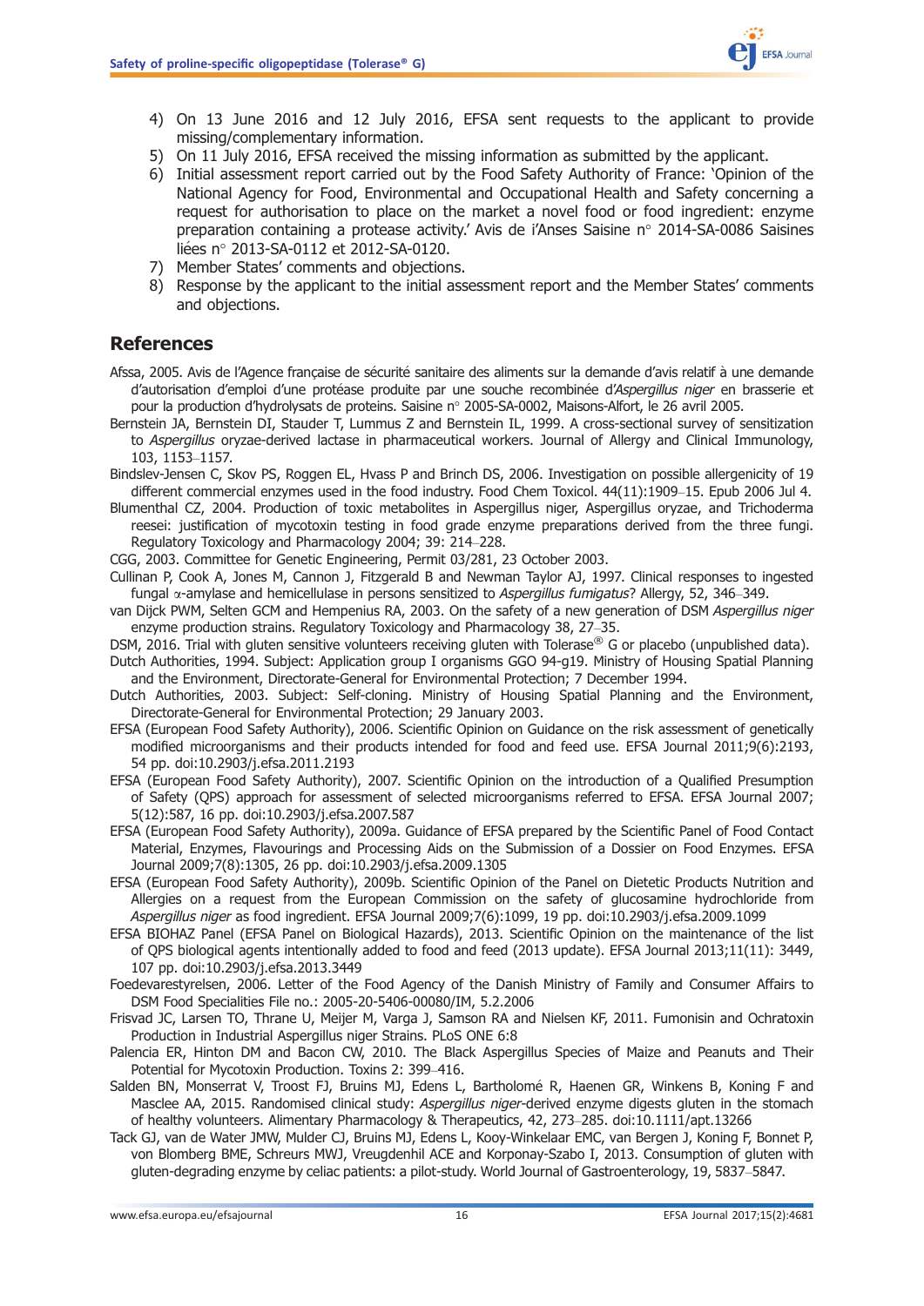4) On 13 June 2016 and 12 July 2016, EFSA sent requests to the applicant to provide missing/complementary information.
5) On 11 July 2016, EFSA received the missing information as submitted by the applicant.
6) Initial assessment report carried out by the Food Safety Authority of France: 'Opinion of the National Agency for Food, Environmental and Occupational Health and Safety concerning a request for authorisation to place on the market a novel food or food ingredient: enzyme preparation containing a protease activity.' Avis de i'Anses Saisine n° 2014-SA-0086 Saisines liées n° 2013-SA-0112 et 2012-SA-0120.
7) Member States' comments and objections.
8) Response by the applicant to the initial assessment report and the Member States' comments and objections.

## References

Afssa, 2005. Avis de l'Agence française de sécurité sanitaire des aliments sur la demande d'avis relatif à une demande d'autorisation d'emploi d'une protéase produite par une souche recombinée d'*Aspergillus niger* en brasserie et pour la production d'hydrolysats de proteins. Saisine n° 2005-SA-0002, Maisons-Alfort, le 26 avril 2005.

Bernstein JA, Bernstein DI, Stauder T, Lummus Z and Bernstein IL, 1999. A cross-sectional survey of sensitization to *Aspergillus* oryzae-derived lactase in pharmaceutical workers. Journal of Allergy and Clinical Immunology, 103, 1153–1157.

Bindslev-Jensen C, Skov PS, Roggen EL, Hvass P and Brinch DS, 2006. Investigation on possible allergenicity of 19 different commercial enzymes used in the food industry. Food Chem Toxicol. 44(11):1909–15. Epub 2006 Jul 4.

Blumenthal CZ, 2004. Production of toxic metabolites in Aspergillus niger, Aspergillus oryzae, and Trichoderma reesei: justification of mycotoxin testing in food grade enzyme preparations derived from the three fungi. Regulatory Toxicology and Pharmacology 2004; 39: 214–228.

CGG, 2003. Committee for Genetic Engineering, Permit 03/281, 23 October 2003.

Cullinan P, Cook A, Jones M, Cannon J, Fitzgerald B and Newman Taylor AJ, 1997. Clinical responses to ingested fungal $\alpha$-amylase and hemicellulase in persons sensitized to *Aspergillus fumigatus*? Allergy, 52, 346–349.

van Dijck PWM, Selten GCM and Hempenius RA, 2003. On the safety of a new generation of DSM *Aspergillus niger* enzyme production strains. Regulatory Toxicology and Pharmacology 38, 27–35.

DSM, 2016. Trial with gluten sensitive volunteers receiving gluten with Tolerase® G or placebo (unpublished data).

Dutch Authorities, 1994. Subject: Application group I organisms GGO 94-g19. Ministry of Housing Spatial Planning and the Environment, Directorate-General for Environmental Protection; 7 December 1994.

Dutch Authorities, 2003. Subject: Self-cloning. Ministry of Housing Spatial Planning and the Environment, Directorate-General for Environmental Protection; 29 January 2003.

EFSA (European Food Safety Authority), 2006. Scientific Opinion on Guidance on the risk assessment of genetically modified microorganisms and their products intended for food and feed use. EFSA Journal 2011;9(6):2193, 54 pp. doi:10.2903/j.efsa.2011.2193

EFSA (European Food Safety Authority), 2007. Scientific Opinion on the introduction of a Qualified Presumption of Safety (QPS) approach for assessment of selected microorganisms referred to EFSA. EFSA Journal 2007; 5(12):587, 16 pp. doi:10.2903/j.efsa.2007.587

EFSA (European Food Safety Authority), 2009a. Guidance of EFSA prepared by the Scientific Panel of Food Contact Material, Enzymes, Flavourings and Processing Aids on the Submission of a Dossier on Food Enzymes. EFSA Journal 2009;7(8):1305, 26 pp. doi:10.2903/j.efsa.2009.1305

EFSA (European Food Safety Authority), 2009b. Scientific Opinion of the Panel on Dietetic Products Nutrition and Allergies on a request from the European Commission on the safety of glucosamine hydrochloride from *Aspergillus niger* as food ingredient. EFSA Journal 2009;7(6):1099, 19 pp. doi:10.2903/j.efsa.2009.1099

EFSA BIOHAZ Panel (EFSA Panel on Biological Hazards), 2013. Scientific Opinion on the maintenance of the list of QPS biological agents intentionally added to food and feed (2013 update). EFSA Journal 2013;11(11): 3449, 107 pp. doi:10.2903/j.efsa.2013.3449

Foedevarestyrelsen, 2006. Letter of the Food Agency of the Danish Ministry of Family and Consumer Affairs to DSM Food Specialities File no.: 2005-20-5406-00080/IM, 5.2.2006

Frisvad JC, Larsen TO, Thrane U, Meijer M, Varga J, Samson RA and Nielsen KF, 2011. Fumonisin and Ochratoxin Production in Industrial Aspergillus niger Strains. PLoS ONE 6:8

Palencia ER, Hinton DM and Bacon CW, 2010. The Black Aspergillus Species of Maize and Peanuts and Their Potential for Mycotoxin Production. Toxins 2: 399–416.

Salden BN, Monserrat V, Troost FJ, Bruins MJ, Edens L, Bartholomé R, Haenen GR, Winkens B, Koning F and Masclee AA, 2015. Randomised clinical study: *Aspergillus niger*-derived enzyme digests gluten in the stomach of healthy volunteers. Alimentary Pharmacology & Therapeutics, 42, 273–285. doi:10.1111/apt.13266

Tack GJ, van de Water JMW, Mulder CJ, Bruins MJ, Edens L, Kooy-Winkelaar EMC, van Bergen J, Koning F, Bonnet P, von Blomberg BME, Schreurs MWJ, Vreugdenhil ACE and Korponay-Szabo I, 2013. Consumption of gluten with gluten-degrading enzyme by celiac patients: a pilot-study. World Journal of Gastroenterology, 19, 5837–5847.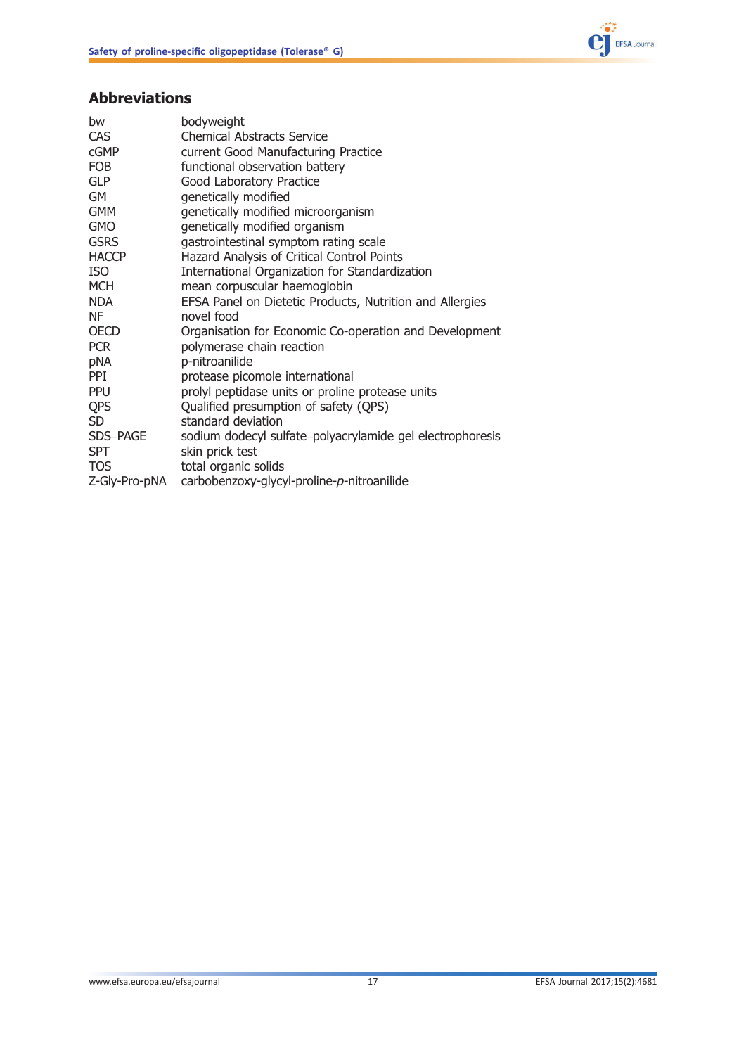## Abbreviations

| | |
|---|---|
| bw | bodyweight |
| CAS | Chemical Abstracts Service |
| cGMP | current Good Manufacturing Practice |
| FOB | functional observation battery |
| GLP | Good Laboratory Practice |
| GM | genetically modified |
| GMM | genetically modified microorganism |
| GMO | genetically modified organism |
| GSRS | gastrointestinal symptom rating scale |
| HACCP | Hazard Analysis of Critical Control Points |
| ISO | International Organization for Standardization |
| MCH | mean corpuscular haemoglobin |
| NDA | EFSA Panel on Dietetic Products, Nutrition and Allergies |
| NF | novel food |
| OECD | Organisation for Economic Co-operation and Development |
| PCR | polymerase chain reaction |
| pNA | p-nitroanilide |
| PPI | protease picomole international |
| PPU | prolyl peptidase units or proline protease units |
| QPS | Qualified presumption of safety (QPS) |
| SD | standard deviation |
| SDS–PAGE | sodium dodecyl sulfate–polyacrylamide gel electrophoresis |
| SPT | skin prick test |
| TOS | total organic solids |
| Z-Gly-Pro-pNA | carbobenzoxy-glycyl-proline-*p*-nitroanilide |